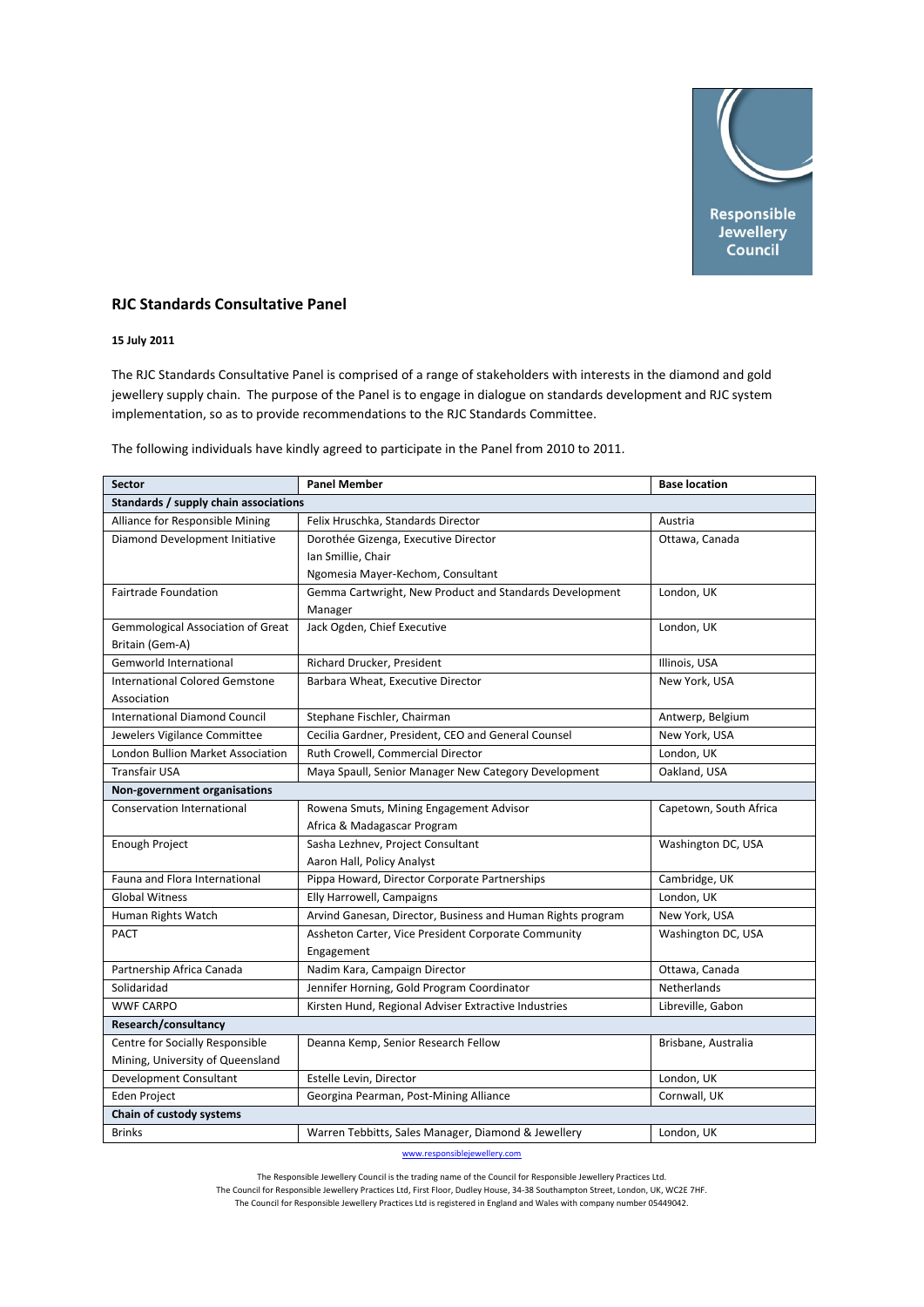Responsible Jewellery Council

## RJC Standards Consultative Panel

**15 July 2011**

The RJC Standards Consultative Panel is comprised of a range of stakeholders with interests in the diamond and gold jewellery supply chain. The purpose of the Panel is to engage in dialogue on standards development and RJC system implementation, so as to provide recommendations to the RJC Standards Committee.

The following individuals have kindly agreed to participate in the Panel from 2010 to 2011.

| Sector | Panel Member | Base location |
|---|---|---|
| **Standards / supply chain associations** | | |
| Alliance for Responsible Mining | Felix Hruschka, Standards Director | Austria |
| Diamond Development Initiative | Dorothée Gizenga, Executive Director<br>Ian Smillie, Chair<br>Ngomesia Mayer-Kechom, Consultant | Ottawa, Canada |
| Fairtrade Foundation | Gemma Cartwright, New Product and Standards Development Manager | London, UK |
| Gemmological Association of Great Britain (Gem-A) | Jack Ogden, Chief Executive | London, UK |
| Gemworld International | Richard Drucker, President | Illinois, USA |
| International Colored Gemstone Association | Barbara Wheat, Executive Director | New York, USA |
| International Diamond Council | Stephane Fischler, Chairman | Antwerp, Belgium |
| Jewelers Vigilance Committee | Cecilia Gardner, President, CEO and General Counsel | New York, USA |
| London Bullion Market Association | Ruth Crowell, Commercial Director | London, UK |
| Transfair USA | Maya Spaull, Senior Manager New Category Development | Oakland, USA |
| **Non-government organisations** | | |
| Conservation International | Rowena Smuts, Mining Engagement Advisor Africa & Madagascar Program | Capetown, South Africa |
| Enough Project | Sasha Lezhnev, Project Consultant<br>Aaron Hall, Policy Analyst | Washington DC, USA |
| Fauna and Flora International | Pippa Howard, Director Corporate Partnerships | Cambridge, UK |
| Global Witness | Elly Harrowell, Campaigns | London, UK |
| Human Rights Watch | Arvind Ganesan, Director, Business and Human Rights program | New York, USA |
| PACT | Assheton Carter, Vice President Corporate Community Engagement | Washington DC, USA |
| Partnership Africa Canada | Nadim Kara, Campaign Director | Ottawa, Canada |
| Solidaridad | Jennifer Horning, Gold Program Coordinator | Netherlands |
| WWF CARPO | Kirsten Hund, Regional Adviser Extractive Industries | Libreville, Gabon |
| **Research/consultancy** | | |
| Centre for Socially Responsible Mining, University of Queensland | Deanna Kemp, Senior Research Fellow | Brisbane, Australia |
| Development Consultant | Estelle Levin, Director | London, UK |
| Eden Project | Georgina Pearman, Post-Mining Alliance | Cornwall, UK |
| **Chain of custody systems** | | |
| Brinks | Warren Tebbitts, Sales Manager, Diamond & Jewellery | London, UK |

www.responsiblejewellery.com

The Responsible Jewellery Council is the trading name of the Council for Responsible Jewellery Practices Ltd.
The Council for Responsible Jewellery Practices Ltd, First Floor, Dudley House, 34-38 Southampton Street, London, UK, WC2E 7HF.
The Council for Responsible Jewellery Practices Ltd is registered in England and Wales with company number 05449042.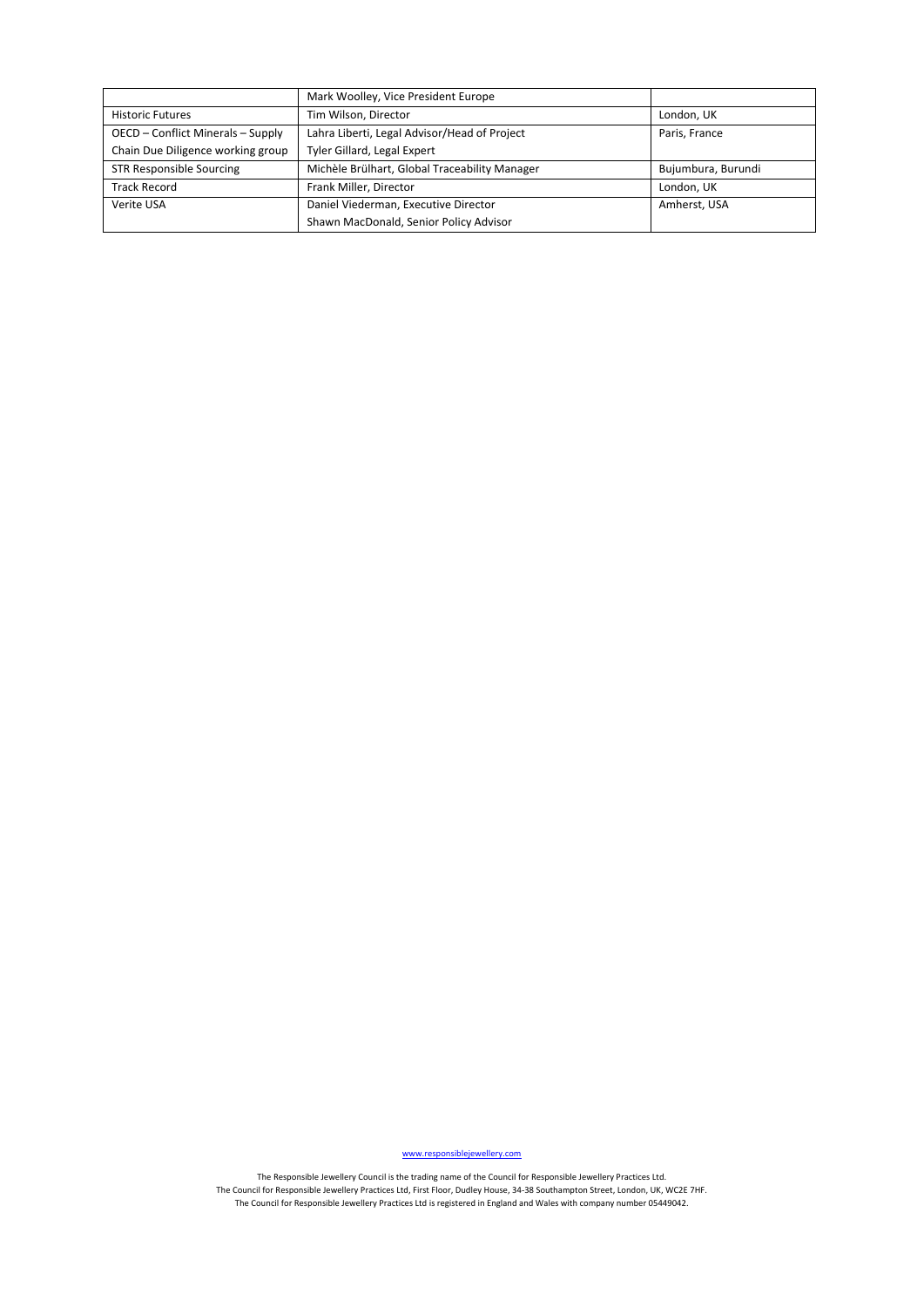| | | |
|---|---|---|
| | Mark Woolley, Vice President Europe | |
| Historic Futures | Tim Wilson, Director | London, UK |
| OECD – Conflict Minerals – Supply Chain Due Diligence working group | Lahra Liberti, Legal Advisor/Head of Project<br>Tyler Gillard, Legal Expert | Paris, France |
| STR Responsible Sourcing | Michèle Brülhart, Global Traceability Manager | Bujumbura, Burundi |
| Track Record | Frank Miller, Director | London, UK |
| Verite USA | Daniel Viederman, Executive Director<br>Shawn MacDonald, Senior Policy Advisor | Amherst, USA |

www.responsiblejewellery.com

The Responsible Jewellery Council is the trading name of the Council for Responsible Jewellery Practices Ltd.
The Council for Responsible Jewellery Practices Ltd, First Floor, Dudley House, 34-38 Southampton Street, London, UK, WC2E 7HF.
The Council for Responsible Jewellery Practices Ltd is registered in England and Wales with company number 05449042.